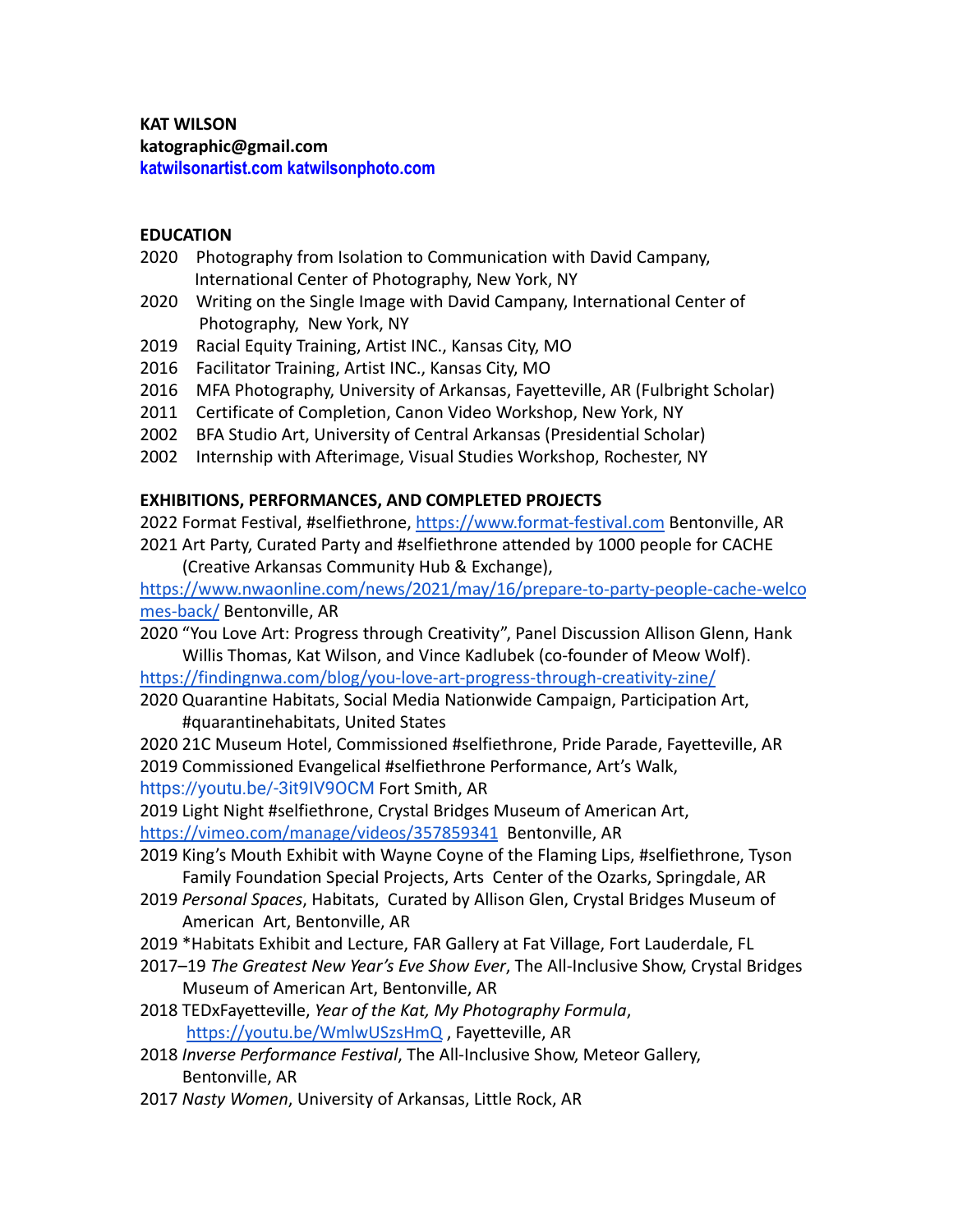**KAT WILSON**
**katographic@gmail.com**
**katwilsonartist.com katwilsonphoto.com**

## EDUCATION

2020 Photography from Isolation to Communication with David Campany, International Center of Photography, New York, NY
2020 Writing on the Single Image with David Campany, International Center of Photography, New York, NY
2019 Racial Equity Training, Artist INC., Kansas City, MO
2016 Facilitator Training, Artist INC., Kansas City, MO
2016 MFA Photography, University of Arkansas, Fayetteville, AR (Fulbright Scholar)
2011 Certificate of Completion, Canon Video Workshop, New York, NY
2002 BFA Studio Art, University of Central Arkansas (Presidential Scholar)
2002 Internship with Afterimage, Visual Studies Workshop, Rochester, NY

## EXHIBITIONS, PERFORMANCES, AND COMPLETED PROJECTS

2022 Format Festival, #selfiethrone, https://www.format-festival.com Bentonville, AR
2021 Art Party, Curated Party and #selfiethrone attended by 1000 people for CACHE (Creative Arkansas Community Hub & Exchange), https://www.nwaonline.com/news/2021/may/16/prepare-to-party-people-cache-welcomes-back/ Bentonville, AR
2020 "You Love Art: Progress through Creativity", Panel Discussion Allison Glenn, Hank Willis Thomas, Kat Wilson, and Vince Kadlubek (co-founder of Meow Wolf). https://findingnwa.com/blog/you-love-art-progress-through-creativity-zine/
2020 Quarantine Habitats, Social Media Nationwide Campaign, Participation Art, #quarantinehabitats, United States
2020 21C Museum Hotel, Commissioned #selfiethrone, Pride Parade, Fayetteville, AR
2019 Commissioned Evangelical #selfiethrone Performance, Art's Walk, https://youtu.be/-3it9IV9OCM Fort Smith, AR
2019 Light Night #selfiethrone, Crystal Bridges Museum of American Art, https://vimeo.com/manage/videos/357859341 Bentonville, AR
2019 King's Mouth Exhibit with Wayne Coyne of the Flaming Lips, #selfiethrone, Tyson Family Foundation Special Projects, Arts Center of the Ozarks, Springdale, AR
2019 *Personal Spaces*, Habitats, Curated by Allison Glen, Crystal Bridges Museum of American Art, Bentonville, AR
2019 *Habitats Exhibit and Lecture, FAR Gallery at Fat Village, Fort Lauderdale, FL
2017–19 *The Greatest New Year's Eve Show Ever*, The All-Inclusive Show, Crystal Bridges Museum of American Art, Bentonville, AR
2018 TEDxFayetteville, *Year of the Kat, My Photography Formula*, https://youtu.be/WmlwUSzsHmQ , Fayetteville, AR
2018 *Inverse Performance Festival*, The All-Inclusive Show, Meteor Gallery, Bentonville, AR
2017 *Nasty Women*, University of Arkansas, Little Rock, AR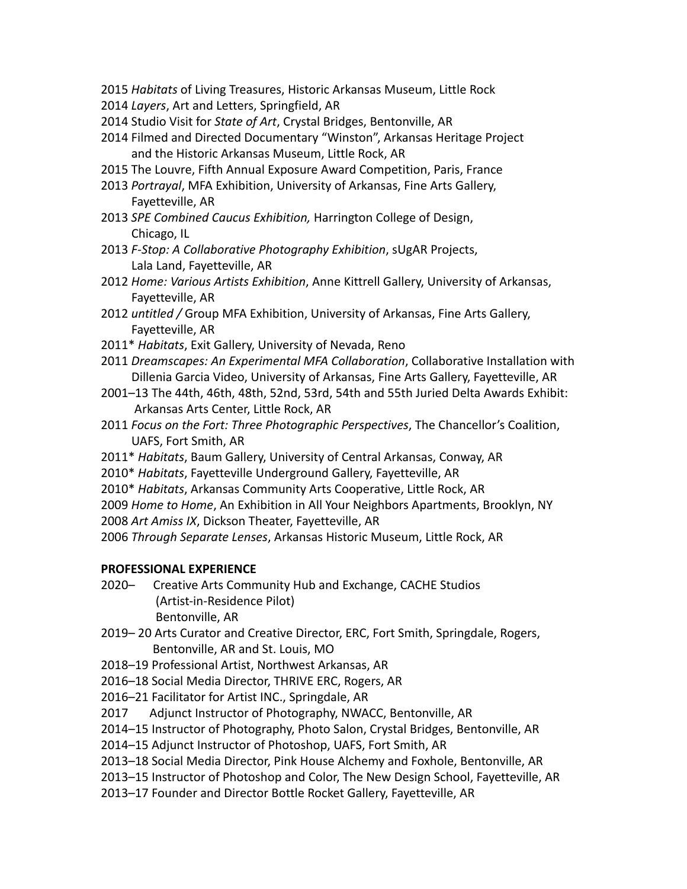2015 *Habitats* of Living Treasures, Historic Arkansas Museum, Little Rock
2014 *Layers*, Art and Letters, Springfield, AR
2014 Studio Visit for *State of Art*, Crystal Bridges, Bentonville, AR
2014 Filmed and Directed Documentary "Winston", Arkansas Heritage Project
  and the Historic Arkansas Museum, Little Rock, AR
2015 The Louvre, Fifth Annual Exposure Award Competition, Paris, France
2013 *Portrayal*, MFA Exhibition, University of Arkansas, Fine Arts Gallery,
  Fayetteville, AR
2013 *SPE Combined Caucus Exhibition,* Harrington College of Design,
  Chicago, IL
2013 *F-Stop: A Collaborative Photography Exhibition*, sUgAR Projects,
  Lala Land, Fayetteville, AR
2012 *Home: Various Artists Exhibition*, Anne Kittrell Gallery, University of Arkansas,
  Fayetteville, AR
2012 *untitled /* Group MFA Exhibition, University of Arkansas, Fine Arts Gallery,
  Fayetteville, AR
2011* *Habitats*, Exit Gallery, University of Nevada, Reno
2011 *Dreamscapes: An Experimental MFA Collaboration*, Collaborative Installation with
  Dillenia Garcia Video, University of Arkansas, Fine Arts Gallery, Fayetteville, AR
2001–13 The 44th, 46th, 48th, 52nd, 53rd, 54th and 55th Juried Delta Awards Exhibit:
  Arkansas Arts Center, Little Rock, AR
2011 *Focus on the Fort: Three Photographic Perspectives*, The Chancellor's Coalition,
  UAFS, Fort Smith, AR
2011* *Habitats*, Baum Gallery, University of Central Arkansas, Conway, AR
2010* *Habitats*, Fayetteville Underground Gallery, Fayetteville, AR
2010* *Habitats*, Arkansas Community Arts Cooperative, Little Rock, AR
2009 *Home to Home*, An Exhibition in All Your Neighbors Apartments, Brooklyn, NY
2008 *Art Amiss IX*, Dickson Theater, Fayetteville, AR
2006 *Through Separate Lenses*, Arkansas Historic Museum, Little Rock, AR

**PROFESSIONAL EXPERIENCE**

2020– Creative Arts Community Hub and Exchange, CACHE Studios
  (Artist-in-Residence Pilot)
  Bentonville, AR
2019– 20 Arts Curator and Creative Director, ERC, Fort Smith, Springdale, Rogers,
  Bentonville, AR and St. Louis, MO
2018–19 Professional Artist, Northwest Arkansas, AR
2016–18 Social Media Director, THRIVE ERC, Rogers, AR
2016–21 Facilitator for Artist INC., Springdale, AR
2017 Adjunct Instructor of Photography, NWACC, Bentonville, AR
2014–15 Instructor of Photography, Photo Salon, Crystal Bridges, Bentonville, AR
2014–15 Adjunct Instructor of Photoshop, UAFS, Fort Smith, AR
2013–18 Social Media Director, Pink House Alchemy and Foxhole, Bentonville, AR
2013–15 Instructor of Photoshop and Color, The New Design School, Fayetteville, AR
2013–17 Founder and Director Bottle Rocket Gallery, Fayetteville, AR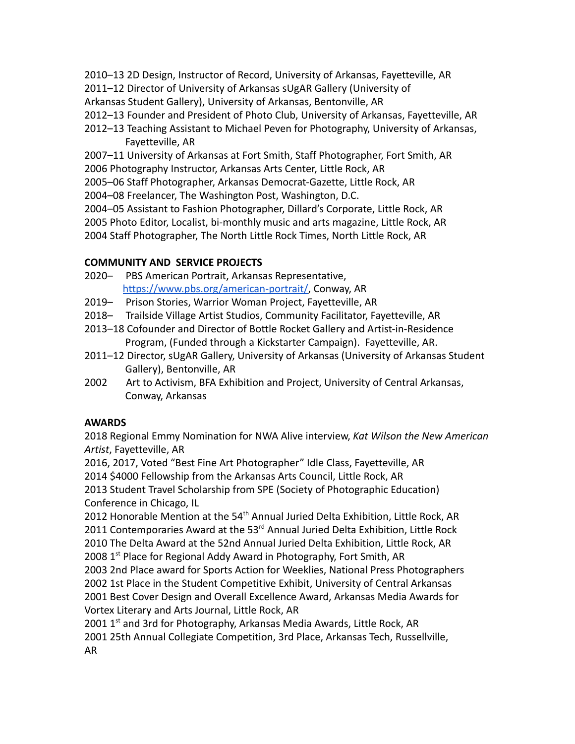2010–13 2D Design, Instructor of Record, University of Arkansas, Fayetteville, AR
2011–12 Director of University of Arkansas sUgAR Gallery (University of Arkansas Student Gallery), University of Arkansas, Bentonville, AR
2012–13 Founder and President of Photo Club, University of Arkansas, Fayetteville, AR
2012–13 Teaching Assistant to Michael Peven for Photography, University of Arkansas, Fayetteville, AR
2007–11 University of Arkansas at Fort Smith, Staff Photographer, Fort Smith, AR
2006 Photography Instructor, Arkansas Arts Center, Little Rock, AR
2005–06 Staff Photographer, Arkansas Democrat-Gazette, Little Rock, AR
2004–08 Freelancer, The Washington Post, Washington, D.C.
2004–05 Assistant to Fashion Photographer, Dillard's Corporate, Little Rock, AR
2005 Photo Editor, Localist, bi-monthly music and arts magazine, Little Rock, AR
2004 Staff Photographer, The North Little Rock Times, North Little Rock, AR

**COMMUNITY AND SERVICE PROJECTS**

2020– PBS American Portrait, Arkansas Representative, https://www.pbs.org/american-portrait/, Conway, AR
2019– Prison Stories, Warrior Woman Project, Fayetteville, AR
2018– Trailside Village Artist Studios, Community Facilitator, Fayetteville, AR
2013–18 Cofounder and Director of Bottle Rocket Gallery and Artist-in-Residence Program, (Funded through a Kickstarter Campaign). Fayetteville, AR.
2011–12 Director, sUgAR Gallery, University of Arkansas (University of Arkansas Student Gallery), Bentonville, AR
2002 Art to Activism, BFA Exhibition and Project, University of Central Arkansas, Conway, Arkansas

**AWARDS**

2018 Regional Emmy Nomination for NWA Alive interview, *Kat Wilson the New American Artist*, Fayetteville, AR
2016, 2017, Voted "Best Fine Art Photographer" Idle Class, Fayetteville, AR
2014 $4000 Fellowship from the Arkansas Arts Council, Little Rock, AR
2013 Student Travel Scholarship from SPE (Society of Photographic Education) Conference in Chicago, IL
2012 Honorable Mention at the 54th Annual Juried Delta Exhibition, Little Rock, AR
2011 Contemporaries Award at the 53rd Annual Juried Delta Exhibition, Little Rock
2010 The Delta Award at the 52nd Annual Juried Delta Exhibition, Little Rock, AR
2008 1st Place for Regional Addy Award in Photography, Fort Smith, AR
2003 2nd Place award for Sports Action for Weeklies, National Press Photographers
2002 1st Place in the Student Competitive Exhibit, University of Central Arkansas
2001 Best Cover Design and Overall Excellence Award, Arkansas Media Awards for Vortex Literary and Arts Journal, Little Rock, AR
2001 1st and 3rd for Photography, Arkansas Media Awards, Little Rock, AR
2001 25th Annual Collegiate Competition, 3rd Place, Arkansas Tech, Russellville, AR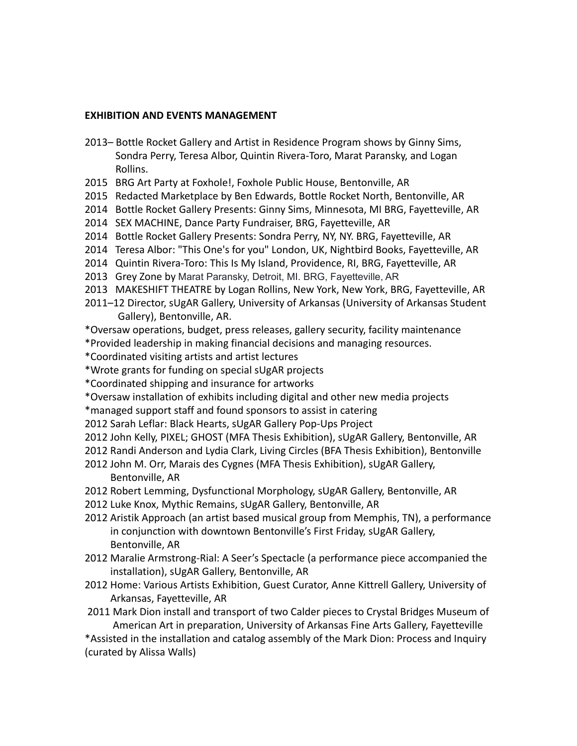**EXHIBITION AND EVENTS MANAGEMENT**

2013– Bottle Rocket Gallery and Artist in Residence Program shows by Ginny Sims, Sondra Perry, Teresa Albor, Quintin Rivera-Toro, Marat Paransky, and Logan Rollins.

2015 BRG Art Party at Foxhole!, Foxhole Public House, Bentonville, AR

2015 Redacted Marketplace by Ben Edwards, Bottle Rocket North, Bentonville, AR

2014 Bottle Rocket Gallery Presents: Ginny Sims, Minnesota, MI BRG, Fayetteville, AR

2014 SEX MACHINE, Dance Party Fundraiser, BRG, Fayetteville, AR

2014 Bottle Rocket Gallery Presents: Sondra Perry, NY, NY. BRG, Fayetteville, AR

2014 Teresa Albor: "This One's for you" London, UK, Nightbird Books, Fayetteville, AR

2014 Quintin Rivera-Toro: This Is My Island, Providence, RI, BRG, Fayetteville, AR

2013 Grey Zone by Marat Paransky, Detroit, MI. BRG, Fayetteville, AR

2013 MAKESHIFT THEATRE by Logan Rollins, New York, New York, BRG, Fayetteville, AR

2011–12 Director, sUgAR Gallery, University of Arkansas (University of Arkansas Student Gallery), Bentonville, AR.

*Oversaw operations, budget, press releases, gallery security, facility maintenance

*Provided leadership in making financial decisions and managing resources.

*Coordinated visiting artists and artist lectures

*Wrote grants for funding on special sUgAR projects

*Coordinated shipping and insurance for artworks

*Oversaw installation of exhibits including digital and other new media projects

*managed support staff and found sponsors to assist in catering

2012 Sarah Leflar: Black Hearts, sUgAR Gallery Pop-Ups Project

2012 John Kelly, PIXEL; GHOST (MFA Thesis Exhibition), sUgAR Gallery, Bentonville, AR

2012 Randi Anderson and Lydia Clark, Living Circles (BFA Thesis Exhibition), Bentonville

2012 John M. Orr, Marais des Cygnes (MFA Thesis Exhibition), sUgAR Gallery, Bentonville, AR

2012 Robert Lemming, Dysfunctional Morphology, sUgAR Gallery, Bentonville, AR

2012 Luke Knox, Mythic Remains, sUgAR Gallery, Bentonville, AR

2012 Aristik Approach (an artist based musical group from Memphis, TN), a performance in conjunction with downtown Bentonville's First Friday, sUgAR Gallery, Bentonville, AR

2012 Maralie Armstrong-Rial: A Seer's Spectacle (a performance piece accompanied the installation), sUgAR Gallery, Bentonville, AR

2012 Home: Various Artists Exhibition, Guest Curator, Anne Kittrell Gallery, University of Arkansas, Fayetteville, AR

2011 Mark Dion install and transport of two Calder pieces to Crystal Bridges Museum of American Art in preparation, University of Arkansas Fine Arts Gallery, Fayetteville

*Assisted in the installation and catalog assembly of the Mark Dion: Process and Inquiry (curated by Alissa Walls)